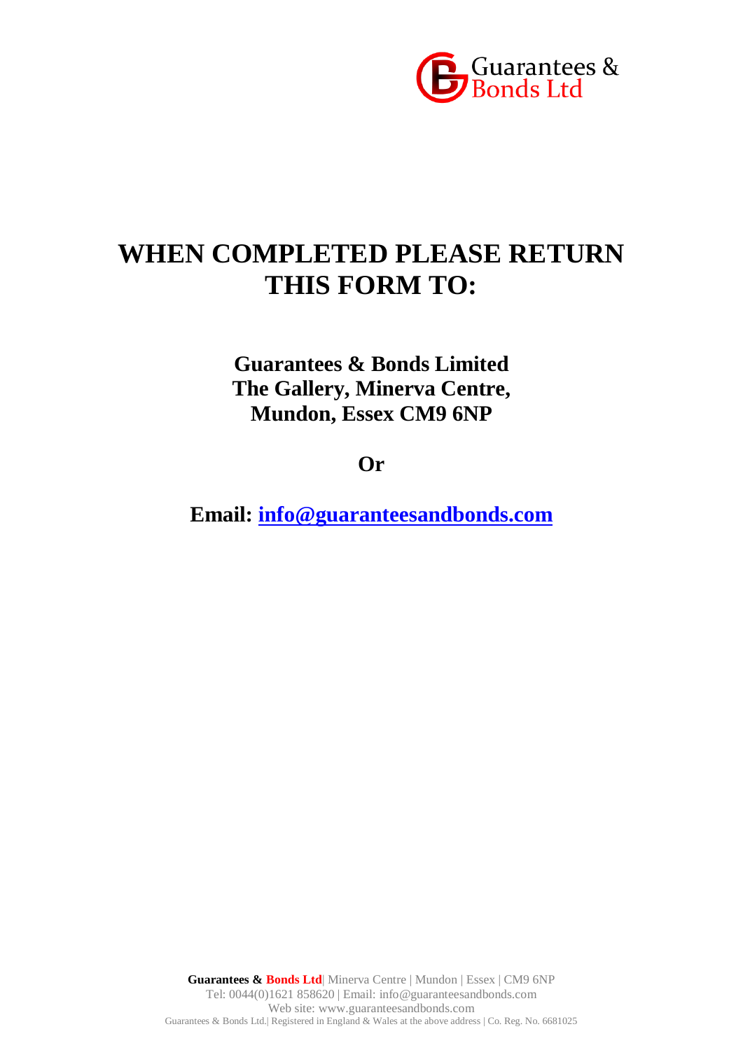# WHEN COMPLETED PLEASE RETURN THIS FORM TO:

**Guarantees & Bonds Limited**
**The Gallery, Minerva Centre,**
**Mundon, Essex CM9 6NP**

**Or**

**Email: info@guaranteesandbonds.com**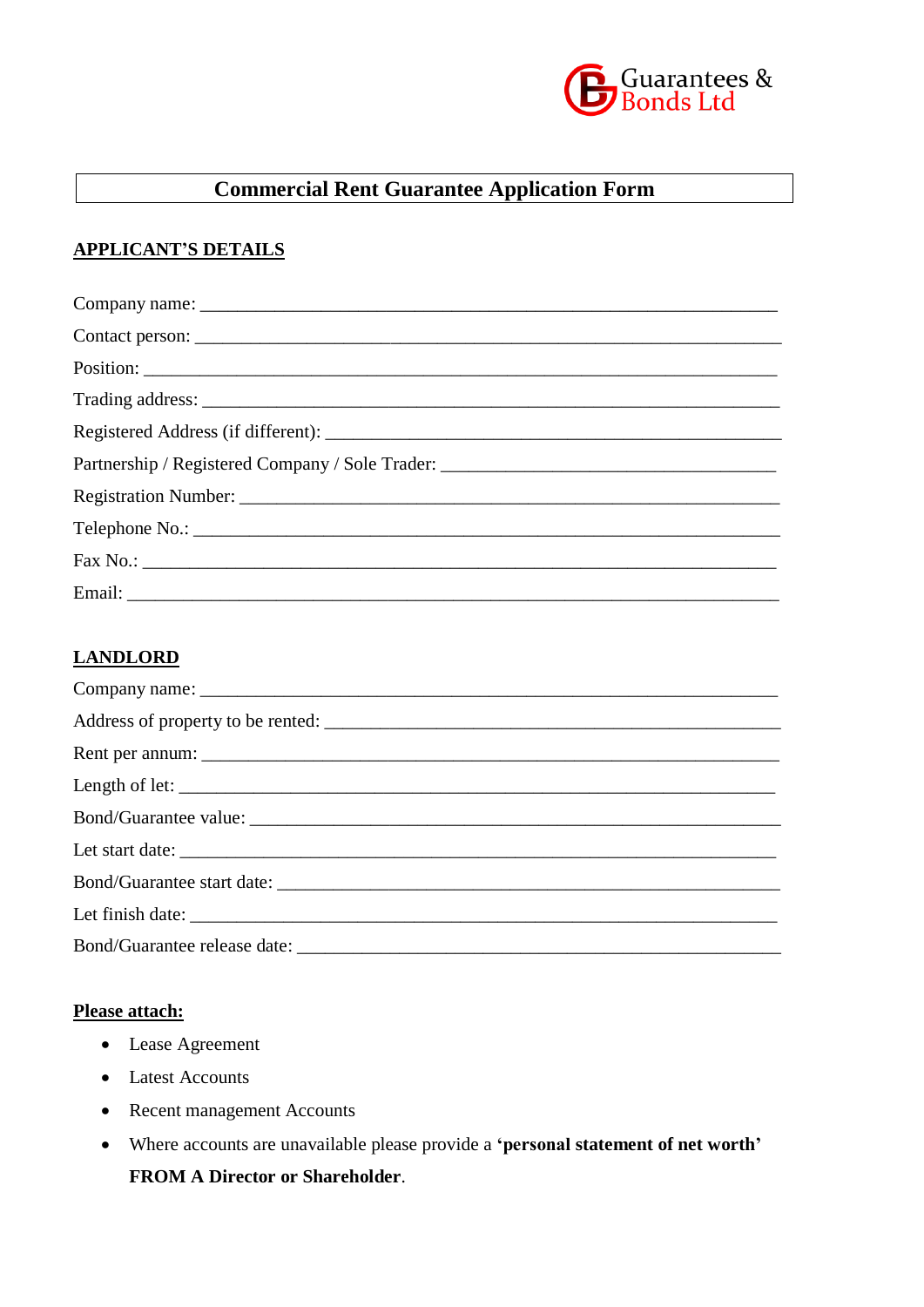Guarantees & Bonds Ltd

# Commercial Rent Guarantee Application Form

## APPLICANT'S DETAILS

Company name: ____________________________________________________________

Contact person: ____________________________________________________________

Position: ____________________________________________________________

Trading address: ____________________________________________________________

Registered Address (if different): ______________________________________________

Partnership / Registered Company / Sole Trader: ___________________________________

Registration Number: ________________________________________________________

Telephone No.: ____________________________________________________________

Fax No.: ____________________________________________________________

Email: ____________________________________________________________

## LANDLORD

Company name: ____________________________________________________________

Address of property to be rented: _____________________________________________

Rent per annum: ____________________________________________________________

Length of let: ____________________________________________________________

Bond/Guarantee value: _______________________________________________________

Let start date: ____________________________________________________________

Bond/Guarantee start date: ___________________________________________________

Let finish date: ____________________________________________________________

Bond/Guarantee release date: _________________________________________________

**Please attach:**

- Lease Agreement
- Latest Accounts
- Recent management Accounts
- Where accounts are unavailable please provide a **'personal statement of net worth' FROM A Director or Shareholder**.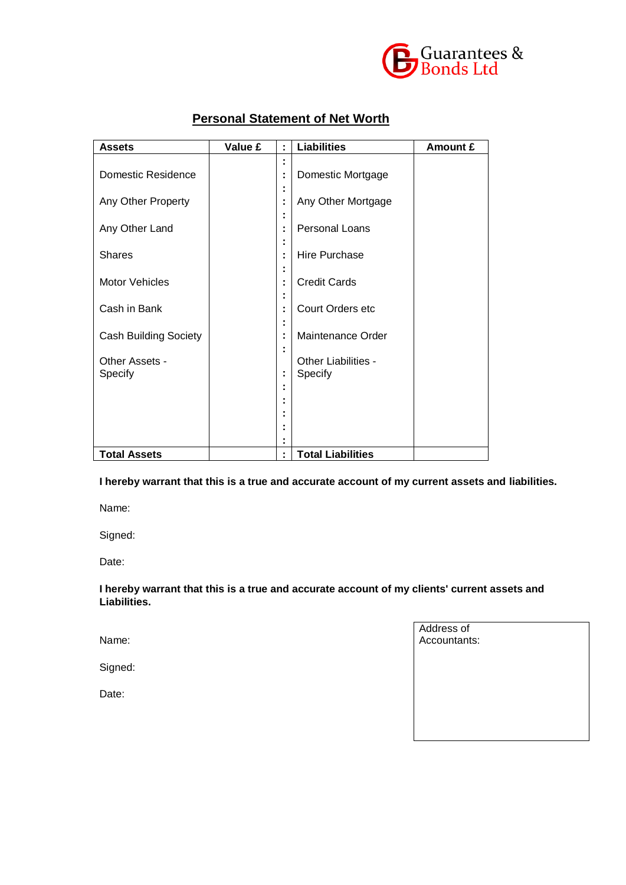Guarantees & Bonds Ltd

## Personal Statement of Net Worth

| Assets | Value £ | : | Liabilities | Amount £ |
|---|---|---|---|---|
| Domestic Residence | | : | Domestic Mortgage | |
| Any Other Property | | : | Any Other Mortgage | |
| Any Other Land | | : | Personal Loans | |
| Shares | | : | Hire Purchase | |
| Motor Vehicles | | : | Credit Cards | |
| Cash in Bank | | : | Court Orders etc | |
| Cash Building Society | | : | Maintenance Order | |
| Other Assets - Specify | | : | Other Liabilities - Specify | |
| | | : | | |
| **Total Assets** | | : | **Total Liabilities** | |

**I hereby warrant that this is a true and accurate account of my current assets and liabilities.**

Name:

Signed:

Date:

**I hereby warrant that this is a true and accurate account of my clients' current assets and Liabilities.**

Name:

Signed:

Date:

Address of Accountants: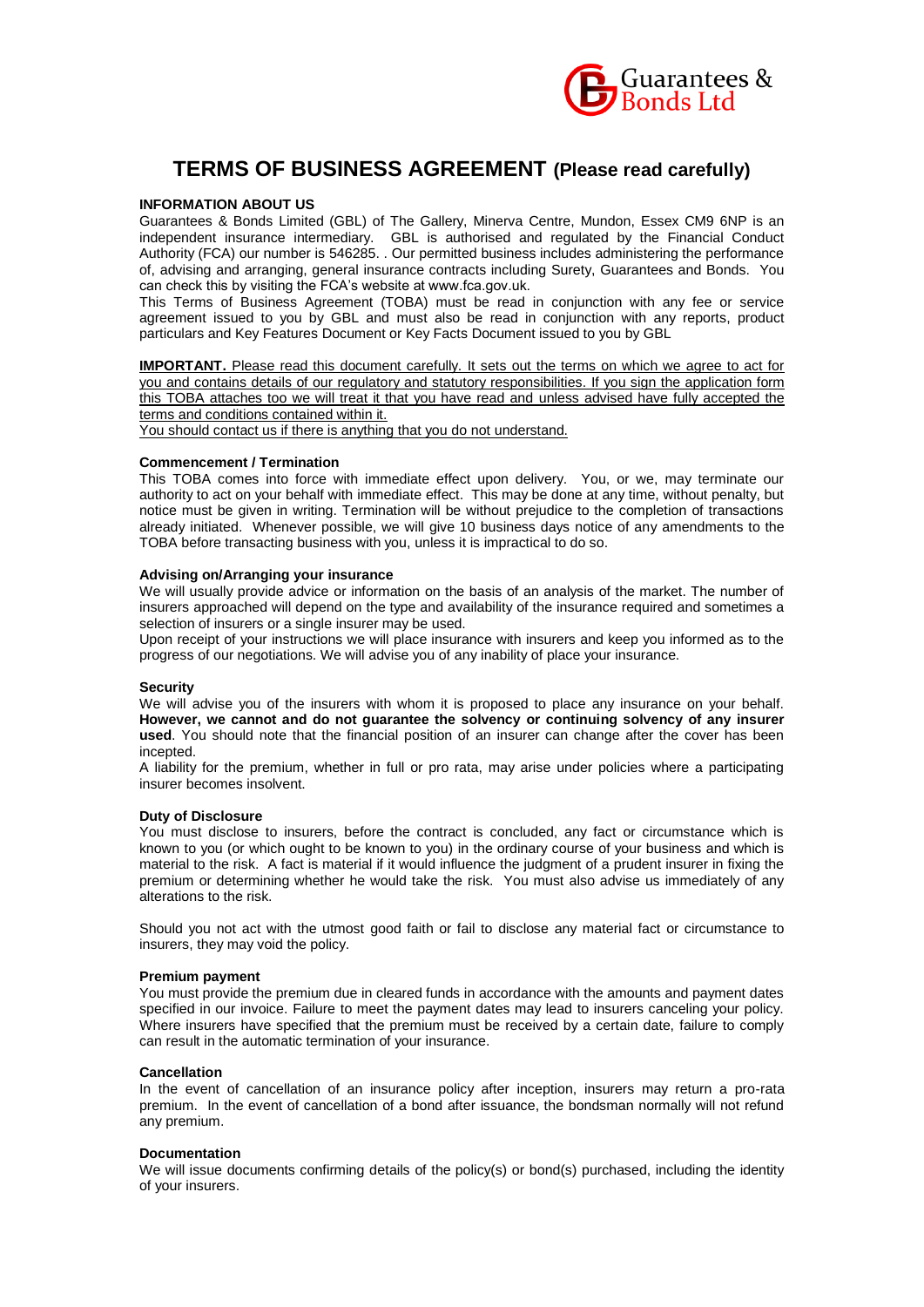Guarantees & Bonds Ltd

# TERMS OF BUSINESS AGREEMENT (Please read carefully)

**INFORMATION ABOUT US**

Guarantees & Bonds Limited (GBL) of The Gallery, Minerva Centre, Mundon, Essex CM9 6NP is an independent insurance intermediary. GBL is authorised and regulated by the Financial Conduct Authority (FCA) our number is 546285. . Our permitted business includes administering the performance of, advising and arranging, general insurance contracts including Surety, Guarantees and Bonds. You can check this by visiting the FCA's website at www.fca.gov.uk.

This Terms of Business Agreement (TOBA) must be read in conjunction with any fee or service agreement issued to you by GBL and must also be read in conjunction with any reports, product particulars and Key Features Document or Key Facts Document issued to you by GBL

**IMPORTANT.** Please read this document carefully. It sets out the terms on which we agree to act for you and contains details of our regulatory and statutory responsibilities. If you sign the application form this TOBA attaches too we will treat it that you have read and unless advised have fully accepted the terms and conditions contained within it.

You should contact us if there is anything that you do not understand.

**Commencement / Termination**

This TOBA comes into force with immediate effect upon delivery. You, or we, may terminate our authority to act on your behalf with immediate effect. This may be done at any time, without penalty, but notice must be given in writing. Termination will be without prejudice to the completion of transactions already initiated. Whenever possible, we will give 10 business days notice of any amendments to the TOBA before transacting business with you, unless it is impractical to do so.

**Advising on/Arranging your insurance**

We will usually provide advice or information on the basis of an analysis of the market. The number of insurers approached will depend on the type and availability of the insurance required and sometimes a selection of insurers or a single insurer may be used.

Upon receipt of your instructions we will place insurance with insurers and keep you informed as to the progress of our negotiations. We will advise you of any inability of place your insurance.

**Security**

We will advise you of the insurers with whom it is proposed to place any insurance on your behalf. **However, we cannot and do not guarantee the solvency or continuing solvency of any insurer used**. You should note that the financial position of an insurer can change after the cover has been incepted.

A liability for the premium, whether in full or pro rata, may arise under policies where a participating insurer becomes insolvent.

**Duty of Disclosure**

You must disclose to insurers, before the contract is concluded, any fact or circumstance which is known to you (or which ought to be known to you) in the ordinary course of your business and which is material to the risk. A fact is material if it would influence the judgment of a prudent insurer in fixing the premium or determining whether he would take the risk. You must also advise us immediately of any alterations to the risk.

Should you not act with the utmost good faith or fail to disclose any material fact or circumstance to insurers, they may void the policy.

**Premium payment**

You must provide the premium due in cleared funds in accordance with the amounts and payment dates specified in our invoice. Failure to meet the payment dates may lead to insurers canceling your policy. Where insurers have specified that the premium must be received by a certain date, failure to comply can result in the automatic termination of your insurance.

**Cancellation**

In the event of cancellation of an insurance policy after inception, insurers may return a pro-rata premium. In the event of cancellation of a bond after issuance, the bondsman normally will not refund any premium.

**Documentation**

We will issue documents confirming details of the policy(s) or bond(s) purchased, including the identity of your insurers.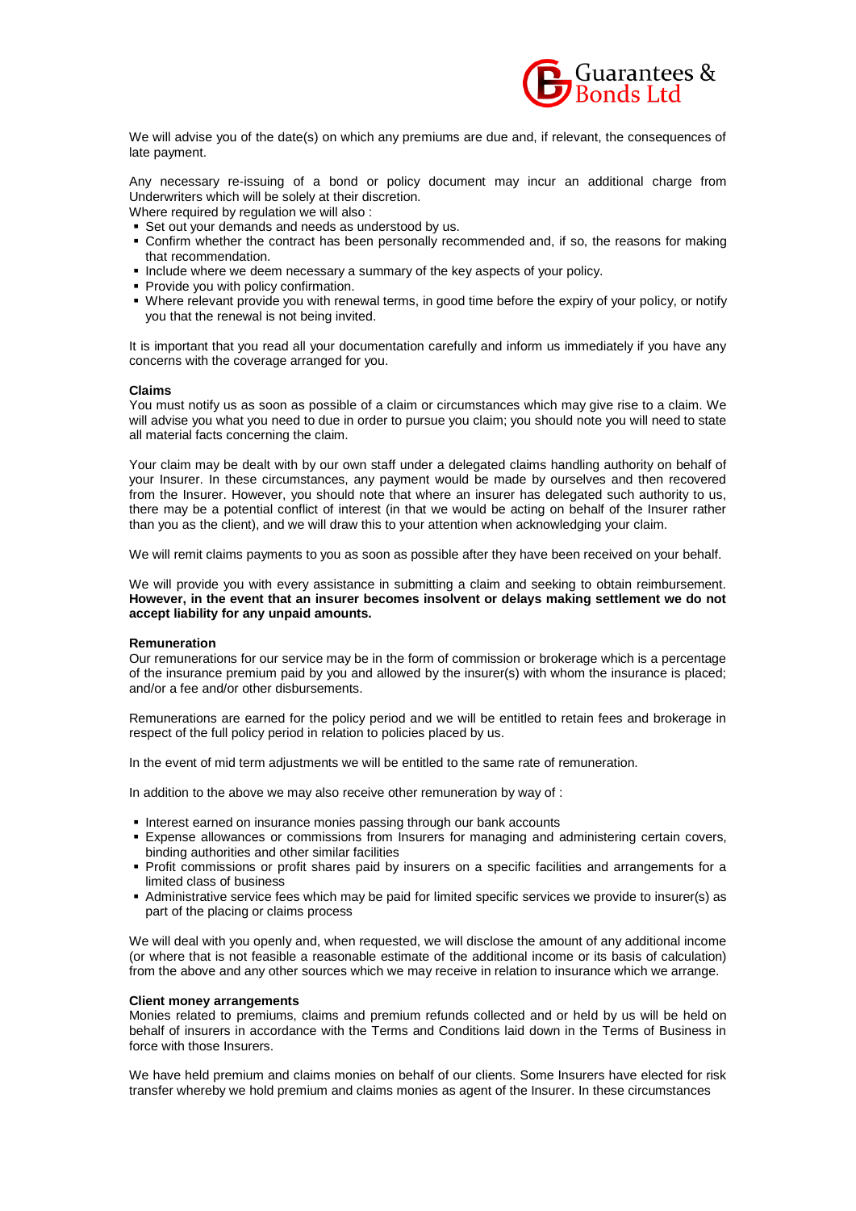We will advise you of the date(s) on which any premiums are due and, if relevant, the consequences of late payment.

Any necessary re-issuing of a bond or policy document may incur an additional charge from Underwriters which will be solely at their discretion.

Where required by regulation we will also :

- Set out your demands and needs as understood by us.
- Confirm whether the contract has been personally recommended and, if so, the reasons for making that recommendation.
- Include where we deem necessary a summary of the key aspects of your policy.
- Provide you with policy confirmation.
- Where relevant provide you with renewal terms, in good time before the expiry of your policy, or notify you that the renewal is not being invited.

It is important that you read all your documentation carefully and inform us immediately if you have any concerns with the coverage arranged for you.

**Claims**

You must notify us as soon as possible of a claim or circumstances which may give rise to a claim. We will advise you what you need to due in order to pursue you claim; you should note you will need to state all material facts concerning the claim.

Your claim may be dealt with by our own staff under a delegated claims handling authority on behalf of your Insurer. In these circumstances, any payment would be made by ourselves and then recovered from the Insurer. However, you should note that where an insurer has delegated such authority to us, there may be a potential conflict of interest (in that we would be acting on behalf of the Insurer rather than you as the client), and we will draw this to your attention when acknowledging your claim.

We will remit claims payments to you as soon as possible after they have been received on your behalf.

We will provide you with every assistance in submitting a claim and seeking to obtain reimbursement. **However, in the event that an insurer becomes insolvent or delays making settlement we do not accept liability for any unpaid amounts.**

**Remuneration**

Our remunerations for our service may be in the form of commission or brokerage which is a percentage of the insurance premium paid by you and allowed by the insurer(s) with whom the insurance is placed; and/or a fee and/or other disbursements.

Remunerations are earned for the policy period and we will be entitled to retain fees and brokerage in respect of the full policy period in relation to policies placed by us.

In the event of mid term adjustments we will be entitled to the same rate of remuneration.

In addition to the above we may also receive other remuneration by way of :

- Interest earned on insurance monies passing through our bank accounts
- Expense allowances or commissions from Insurers for managing and administering certain covers, binding authorities and other similar facilities
- Profit commissions or profit shares paid by insurers on a specific facilities and arrangements for a limited class of business
- Administrative service fees which may be paid for limited specific services we provide to insurer(s) as part of the placing or claims process

We will deal with you openly and, when requested, we will disclose the amount of any additional income (or where that is not feasible a reasonable estimate of the additional income or its basis of calculation) from the above and any other sources which we may receive in relation to insurance which we arrange.

**Client money arrangements**

Monies related to premiums, claims and premium refunds collected and or held by us will be held on behalf of insurers in accordance with the Terms and Conditions laid down in the Terms of Business in force with those Insurers.

We have held premium and claims monies on behalf of our clients. Some Insurers have elected for risk transfer whereby we hold premium and claims monies as agent of the Insurer. In these circumstances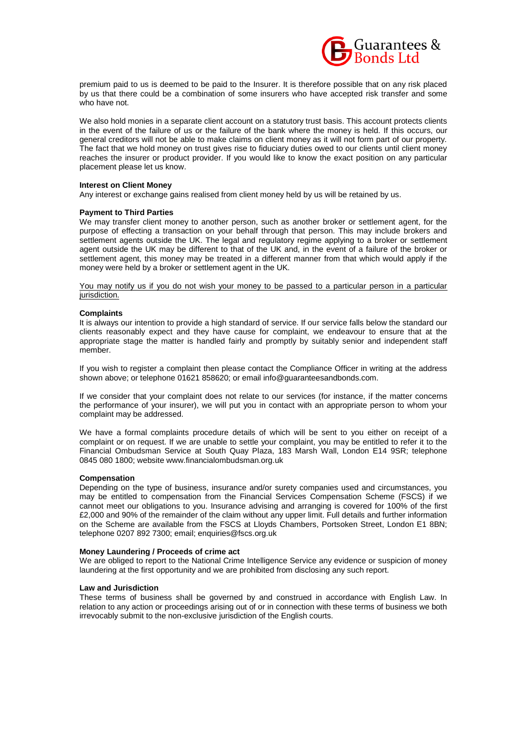premium paid to us is deemed to be paid to the Insurer. It is therefore possible that on any risk placed by us that there could be a combination of some insurers who have accepted risk transfer and some who have not.

We also hold monies in a separate client account on a statutory trust basis. This account protects clients in the event of the failure of us or the failure of the bank where the money is held. If this occurs, our general creditors will not be able to make claims on client money as it will not form part of our property. The fact that we hold money on trust gives rise to fiduciary duties owed to our clients until client money reaches the insurer or product provider. If you would like to know the exact position on any particular placement please let us know.

**Interest on Client Money**

Any interest or exchange gains realised from client money held by us will be retained by us.

**Payment to Third Parties**

We may transfer client money to another person, such as another broker or settlement agent, for the purpose of effecting a transaction on your behalf through that person. This may include brokers and settlement agents outside the UK. The legal and regulatory regime applying to a broker or settlement agent outside the UK may be different to that of the UK and, in the event of a failure of the broker or settlement agent, this money may be treated in a different manner from that which would apply if the money were held by a broker or settlement agent in the UK.

<u>You may notify us if you do not wish your money to be passed to a particular person in a particular jurisdiction.</u>

**Complaints**

It is always our intention to provide a high standard of service. If our service falls below the standard our clients reasonably expect and they have cause for complaint, we endeavour to ensure that at the appropriate stage the matter is handled fairly and promptly by suitably senior and independent staff member.

If you wish to register a complaint then please contact the Compliance Officer in writing at the address shown above; or telephone 01621 858620; or email info@guaranteesandbonds.com.

If we consider that your complaint does not relate to our services (for instance, if the matter concerns the performance of your insurer), we will put you in contact with an appropriate person to whom your complaint may be addressed.

We have a formal complaints procedure details of which will be sent to you either on receipt of a complaint or on request. If we are unable to settle your complaint, you may be entitled to refer it to the Financial Ombudsman Service at South Quay Plaza, 183 Marsh Wall, London E14 9SR; telephone 0845 080 1800; website www.financialombudsman.org.uk

**Compensation**

Depending on the type of business, insurance and/or surety companies used and circumstances, you may be entitled to compensation from the Financial Services Compensation Scheme (FSCS) if we cannot meet our obligations to you. Insurance advising and arranging is covered for 100% of the first £2,000 and 90% of the remainder of the claim without any upper limit. Full details and further information on the Scheme are available from the FSCS at Lloyds Chambers, Portsoken Street, London E1 8BN; telephone 0207 892 7300; email; enquiries@fscs.org.uk

**Money Laundering / Proceeds of crime act**

We are obliged to report to the National Crime Intelligence Service any evidence or suspicion of money laundering at the first opportunity and we are prohibited from disclosing any such report.

**Law and Jurisdiction**

These terms of business shall be governed by and construed in accordance with English Law. In relation to any action or proceedings arising out of or in connection with these terms of business we both irrevocably submit to the non-exclusive jurisdiction of the English courts.